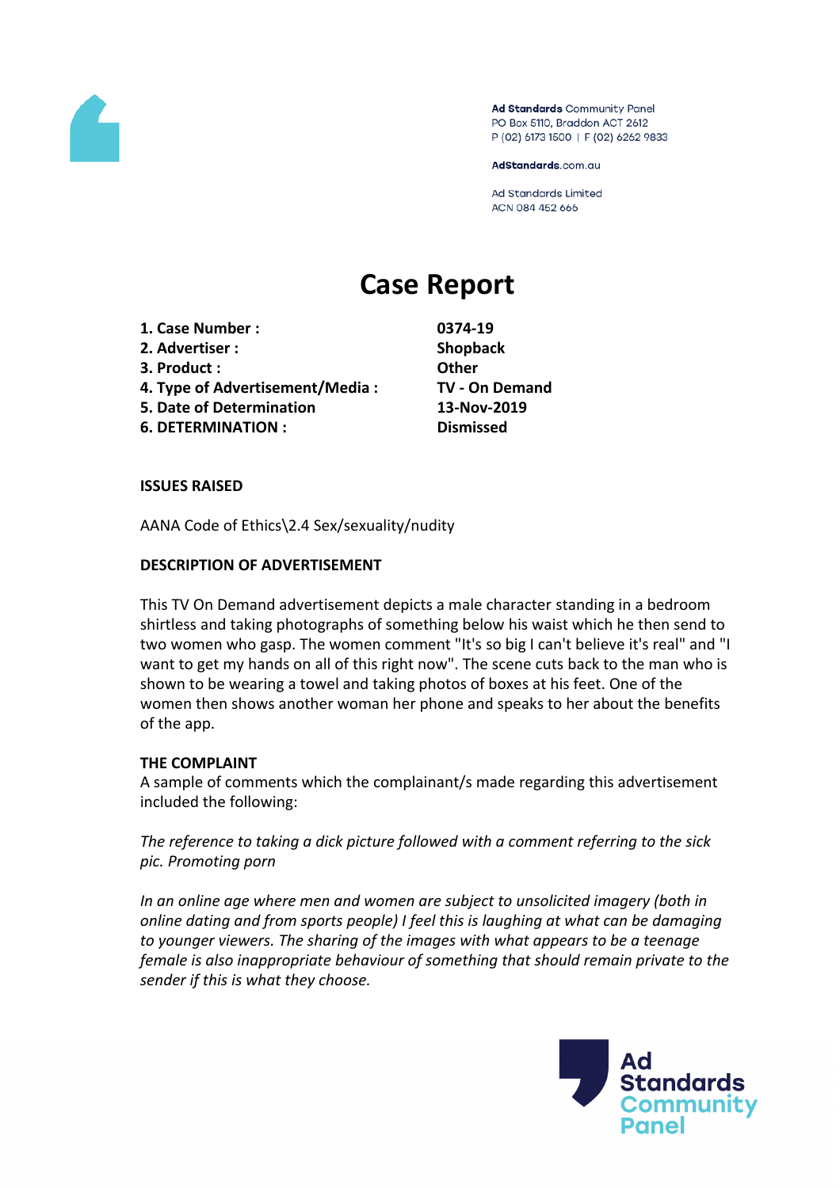Ad Standards Community Panel
PO Box 5110, Braddon ACT 2612
P (02) 6173 1500 | F (02) 6262 9833

AdStandards.com.au

Ad Standards Limited
ACN 084 452 666

# Case Report

| | |
|---|---|
| **1. Case Number :** | **0374-19** |
| **2. Advertiser :** | **Shopback** |
| **3. Product :** | **Other** |
| **4. Type of Advertisement/Media :** | **TV - On Demand** |
| **5. Date of Determination** | **13-Nov-2019** |
| **6. DETERMINATION :** | **Dismissed** |

**ISSUES RAISED**

AANA Code of Ethics\2.4 Sex/sexuality/nudity

**DESCRIPTION OF ADVERTISEMENT**

This TV On Demand advertisement depicts a male character standing in a bedroom shirtless and taking photographs of something below his waist which he then send to two women who gasp. The women comment "It's so big I can't believe it's real" and "I want to get my hands on all of this right now". The scene cuts back to the man who is shown to be wearing a towel and taking photos of boxes at his feet. One of the women then shows another woman her phone and speaks to her about the benefits of the app.

**THE COMPLAINT**

A sample of comments which the complainant/s made regarding this advertisement included the following:

*The reference to taking a dick picture followed with a comment referring to the sick pic. Promoting porn*

*In an online age where men and women are subject to unsolicited imagery (both in online dating and from sports people) I feel this is laughing at what can be damaging to younger viewers. The sharing of the images with what appears to be a teenage female is also inappropriate behaviour of something that should remain private to the sender if this is what they choose.*

Ad Standards Community Panel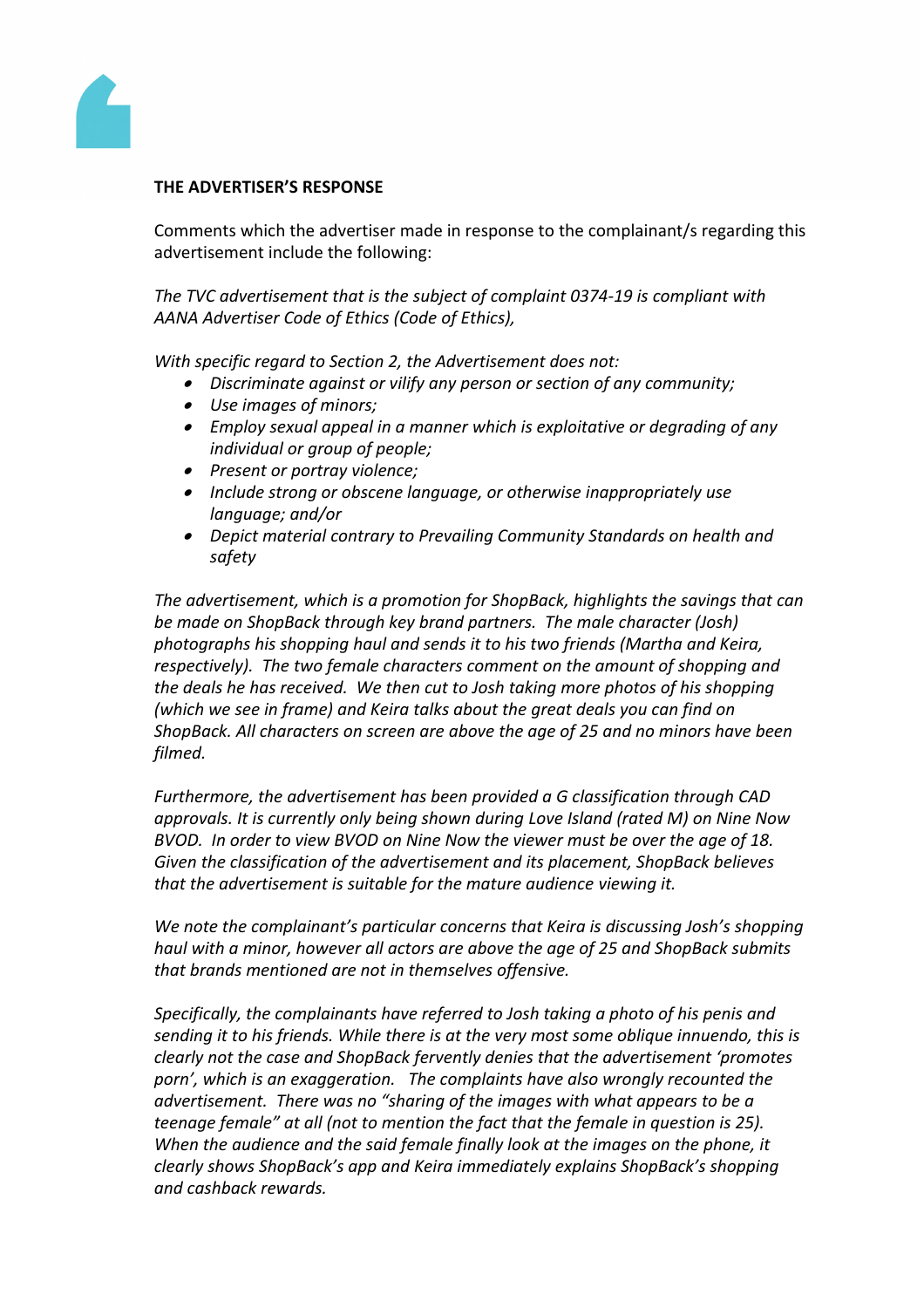**THE ADVERTISER'S RESPONSE**

Comments which the advertiser made in response to the complainant/s regarding this advertisement include the following:

*The TVC advertisement that is the subject of complaint 0374-19 is compliant with AANA Advertiser Code of Ethics (Code of Ethics),*

*With specific regard to Section 2, the Advertisement does not:*

- *Discriminate against or vilify any person or section of any community;*
- *Use images of minors;*
- *Employ sexual appeal in a manner which is exploitative or degrading of any individual or group of people;*
- *Present or portray violence;*
- *Include strong or obscene language, or otherwise inappropriately use language; and/or*
- *Depict material contrary to Prevailing Community Standards on health and safety*

*The advertisement, which is a promotion for ShopBack, highlights the savings that can be made on ShopBack through key brand partners. The male character (Josh) photographs his shopping haul and sends it to his two friends (Martha and Keira, respectively). The two female characters comment on the amount of shopping and the deals he has received. We then cut to Josh taking more photos of his shopping (which we see in frame) and Keira talks about the great deals you can find on ShopBack. All characters on screen are above the age of 25 and no minors have been filmed.*

*Furthermore, the advertisement has been provided a G classification through CAD approvals. It is currently only being shown during Love Island (rated M) on Nine Now BVOD. In order to view BVOD on Nine Now the viewer must be over the age of 18. Given the classification of the advertisement and its placement, ShopBack believes that the advertisement is suitable for the mature audience viewing it.*

*We note the complainant's particular concerns that Keira is discussing Josh's shopping haul with a minor, however all actors are above the age of 25 and ShopBack submits that brands mentioned are not in themselves offensive.*

*Specifically, the complainants have referred to Josh taking a photo of his penis and sending it to his friends. While there is at the very most some oblique innuendo, this is clearly not the case and ShopBack fervently denies that the advertisement 'promotes porn', which is an exaggeration. The complaints have also wrongly recounted the advertisement. There was no "sharing of the images with what appears to be a teenage female" at all (not to mention the fact that the female in question is 25). When the audience and the said female finally look at the images on the phone, it clearly shows ShopBack's app and Keira immediately explains ShopBack's shopping and cashback rewards.*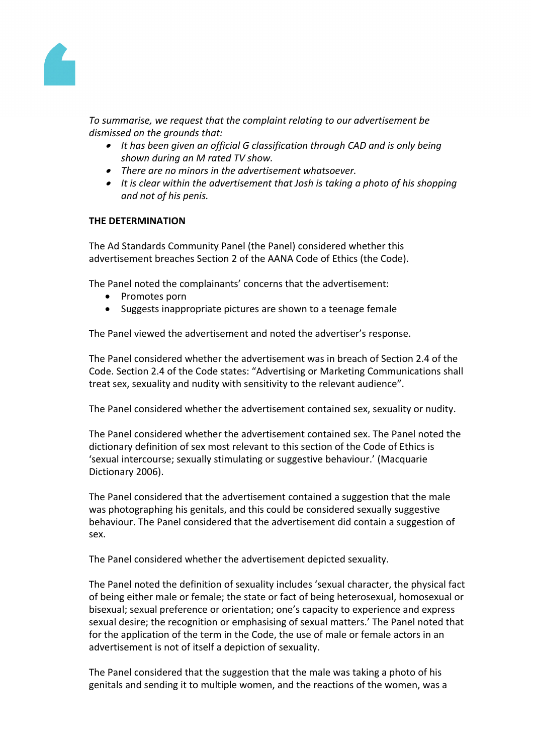*To summarise, we request that the complaint relating to our advertisement be dismissed on the grounds that:*

- *It has been given an official G classification through CAD and is only being shown during an M rated TV show.*
- *There are no minors in the advertisement whatsoever.*
- *It is clear within the advertisement that Josh is taking a photo of his shopping and not of his penis.*

**THE DETERMINATION**

The Ad Standards Community Panel (the Panel) considered whether this advertisement breaches Section 2 of the AANA Code of Ethics (the Code).

The Panel noted the complainants' concerns that the advertisement:

- Promotes porn
- Suggests inappropriate pictures are shown to a teenage female

The Panel viewed the advertisement and noted the advertiser's response.

The Panel considered whether the advertisement was in breach of Section 2.4 of the Code. Section 2.4 of the Code states: "Advertising or Marketing Communications shall treat sex, sexuality and nudity with sensitivity to the relevant audience".

The Panel considered whether the advertisement contained sex, sexuality or nudity.

The Panel considered whether the advertisement contained sex. The Panel noted the dictionary definition of sex most relevant to this section of the Code of Ethics is 'sexual intercourse; sexually stimulating or suggestive behaviour.' (Macquarie Dictionary 2006).

The Panel considered that the advertisement contained a suggestion that the male was photographing his genitals, and this could be considered sexually suggestive behaviour. The Panel considered that the advertisement did contain a suggestion of sex.

The Panel considered whether the advertisement depicted sexuality.

The Panel noted the definition of sexuality includes 'sexual character, the physical fact of being either male or female; the state or fact of being heterosexual, homosexual or bisexual; sexual preference or orientation; one's capacity to experience and express sexual desire; the recognition or emphasising of sexual matters.' The Panel noted that for the application of the term in the Code, the use of male or female actors in an advertisement is not of itself a depiction of sexuality.

The Panel considered that the suggestion that the male was taking a photo of his genitals and sending it to multiple women, and the reactions of the women, was a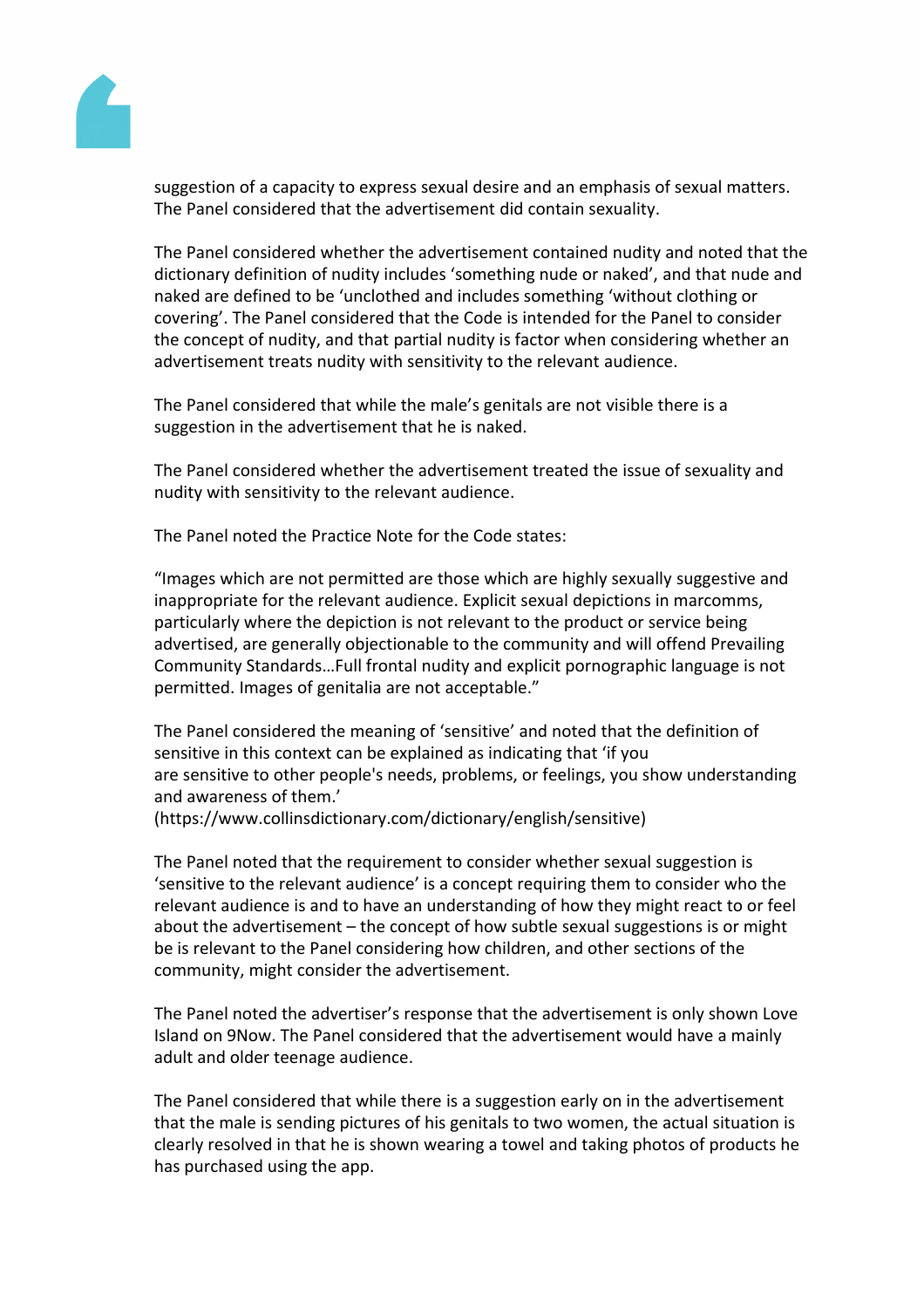suggestion of a capacity to express sexual desire and an emphasis of sexual matters. The Panel considered that the advertisement did contain sexuality.

The Panel considered whether the advertisement contained nudity and noted that the dictionary definition of nudity includes 'something nude or naked', and that nude and naked are defined to be 'unclothed and includes something 'without clothing or covering'. The Panel considered that the Code is intended for the Panel to consider the concept of nudity, and that partial nudity is factor when considering whether an advertisement treats nudity with sensitivity to the relevant audience.

The Panel considered that while the male's genitals are not visible there is a suggestion in the advertisement that he is naked.

The Panel considered whether the advertisement treated the issue of sexuality and nudity with sensitivity to the relevant audience.

The Panel noted the Practice Note for the Code states:

"Images which are not permitted are those which are highly sexually suggestive and inappropriate for the relevant audience. Explicit sexual depictions in marcomms, particularly where the depiction is not relevant to the product or service being advertised, are generally objectionable to the community and will offend Prevailing Community Standards…Full frontal nudity and explicit pornographic language is not permitted. Images of genitalia are not acceptable."

The Panel considered the meaning of 'sensitive' and noted that the definition of sensitive in this context can be explained as indicating that 'if you are sensitive to other people's needs, problems, or feelings, you show understanding and awareness of them.'
(https://www.collinsdictionary.com/dictionary/english/sensitive)

The Panel noted that the requirement to consider whether sexual suggestion is 'sensitive to the relevant audience' is a concept requiring them to consider who the relevant audience is and to have an understanding of how they might react to or feel about the advertisement – the concept of how subtle sexual suggestions is or might be is relevant to the Panel considering how children, and other sections of the community, might consider the advertisement.

The Panel noted the advertiser's response that the advertisement is only shown Love Island on 9Now. The Panel considered that the advertisement would have a mainly adult and older teenage audience.

The Panel considered that while there is a suggestion early on in the advertisement that the male is sending pictures of his genitals to two women, the actual situation is clearly resolved in that he is shown wearing a towel and taking photos of products he has purchased using the app.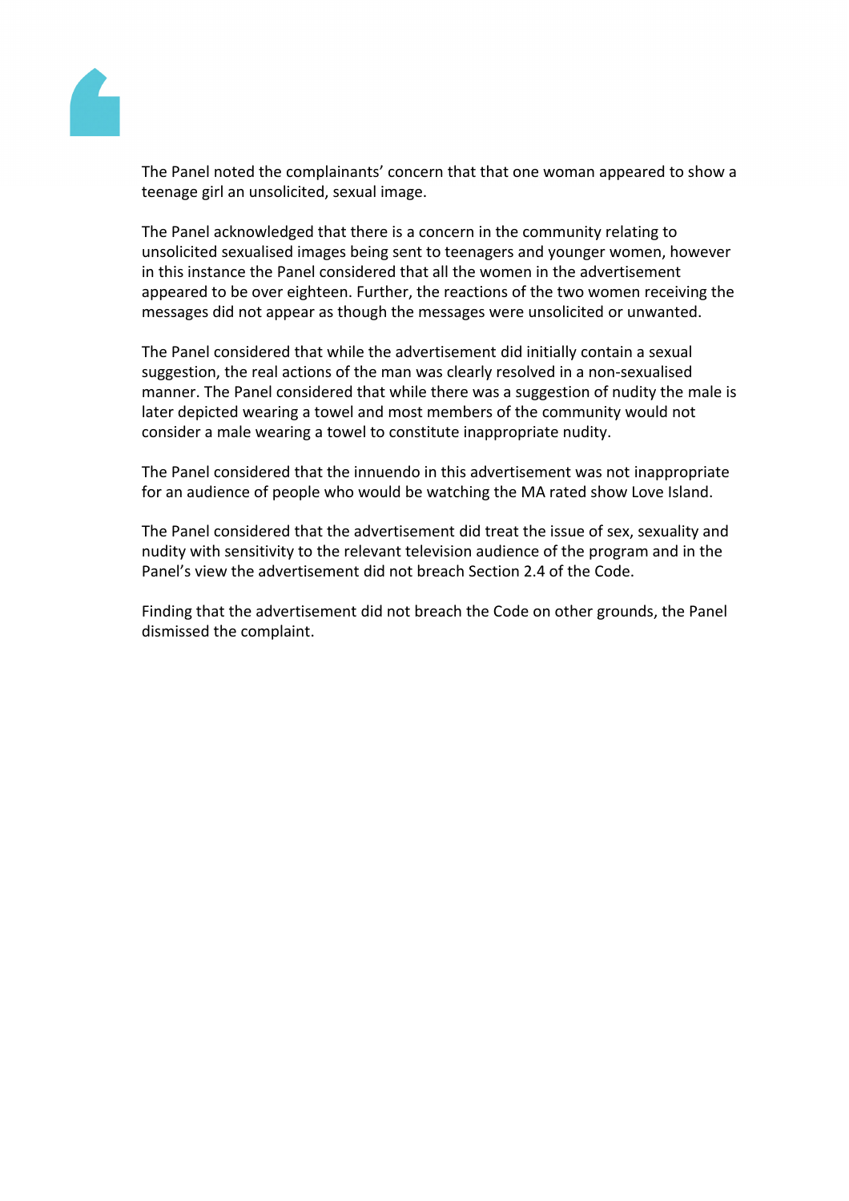The Panel noted the complainants' concern that that one woman appeared to show a teenage girl an unsolicited, sexual image.

The Panel acknowledged that there is a concern in the community relating to unsolicited sexualised images being sent to teenagers and younger women, however in this instance the Panel considered that all the women in the advertisement appeared to be over eighteen. Further, the reactions of the two women receiving the messages did not appear as though the messages were unsolicited or unwanted.

The Panel considered that while the advertisement did initially contain a sexual suggestion, the real actions of the man was clearly resolved in a non-sexualised manner. The Panel considered that while there was a suggestion of nudity the male is later depicted wearing a towel and most members of the community would not consider a male wearing a towel to constitute inappropriate nudity.

The Panel considered that the innuendo in this advertisement was not inappropriate for an audience of people who would be watching the MA rated show Love Island.

The Panel considered that the advertisement did treat the issue of sex, sexuality and nudity with sensitivity to the relevant television audience of the program and in the Panel's view the advertisement did not breach Section 2.4 of the Code.

Finding that the advertisement did not breach the Code on other grounds, the Panel dismissed the complaint.